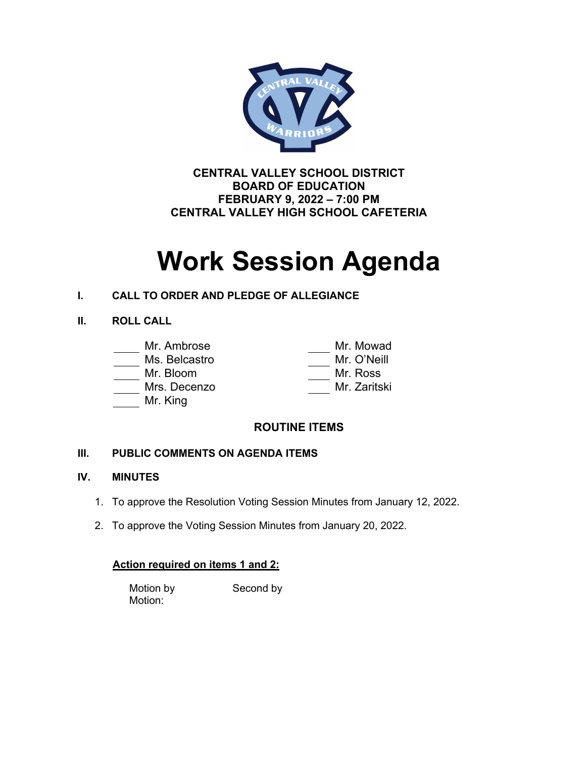**CENTRAL VALLEY SCHOOL DISTRICT**
**BOARD OF EDUCATION**
**FEBRUARY 9, 2022 – 7:00 PM**
**CENTRAL VALLEY HIGH SCHOOL CAFETERIA**

# Work Session Agenda

**I. CALL TO ORDER AND PLEDGE OF ALLEGIANCE**

**II. ROLL CALL**

____ Mr. Ambrose
____ Ms. Belcastro
____ Mr. Bloom
____ Mrs. Decenzo
____ Mr. King
____ Mr. Mowad
____ Mr. O'Neill
____ Mr. Ross
____ Mr. Zaritski

**ROUTINE ITEMS**

**III. PUBLIC COMMENTS ON AGENDA ITEMS**

**IV. MINUTES**

1. To approve the Resolution Voting Session Minutes from January 12, 2022.
2. To approve the Voting Session Minutes from January 20, 2022.

**Action required on items 1 and 2:**

Motion by Second by
Motion: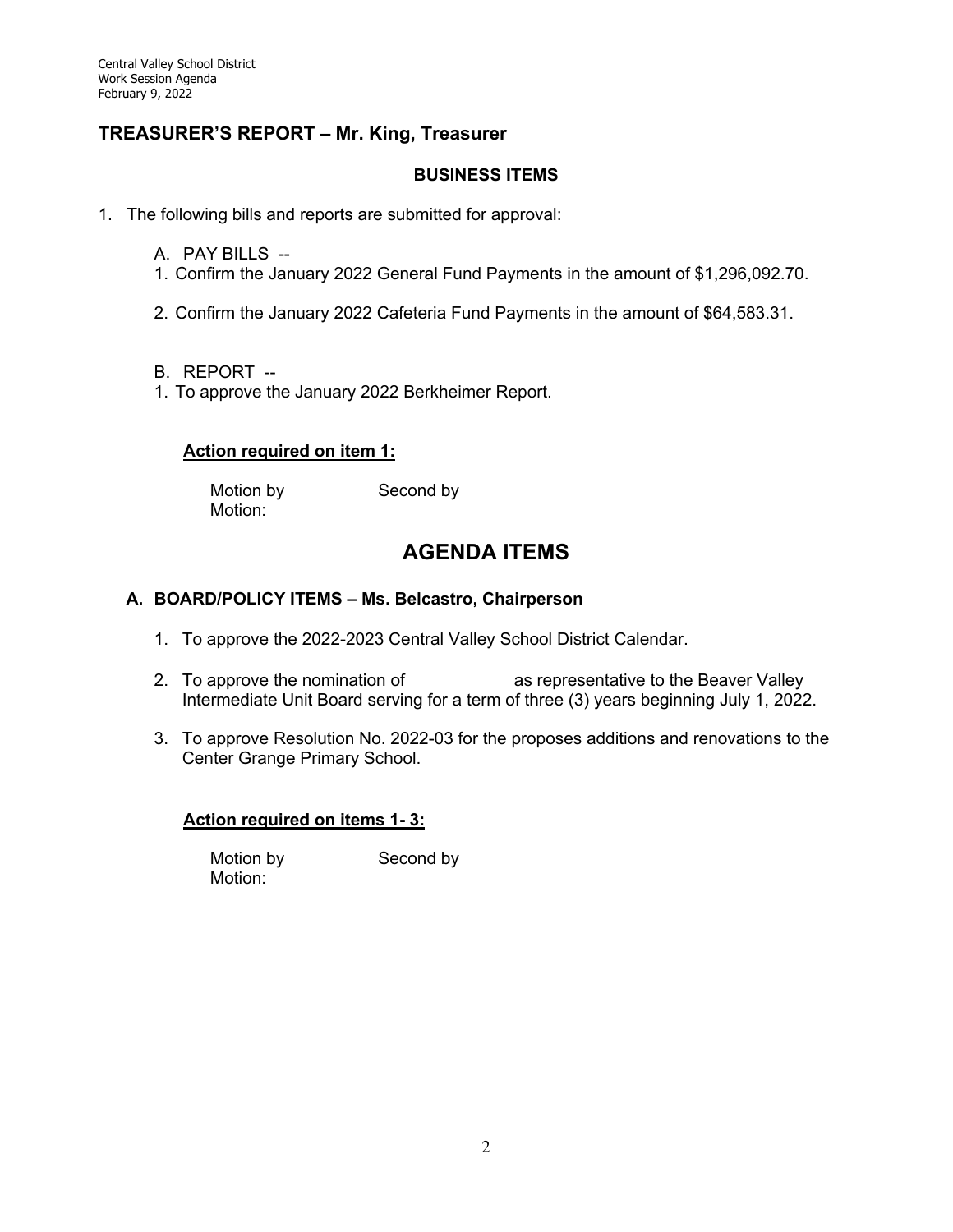## TREASURER'S REPORT – Mr. King, Treasurer

### BUSINESS ITEMS

1. The following bills and reports are submitted for approval:

   A. PAY BILLS --
   1. Confirm the January 2022 General Fund Payments in the amount of $1,296,092.70.

   2. Confirm the January 2022 Cafeteria Fund Payments in the amount of $64,583.31.

   B. REPORT --
   1. To approve the January 2022 Berkheimer Report.

**Action required on item 1:**

Motion by Second by
Motion:

# AGENDA ITEMS

### A. BOARD/POLICY ITEMS – Ms. Belcastro, Chairperson

1. To approve the 2022-2023 Central Valley School District Calendar.

2. To approve the nomination of  as representative to the Beaver Valley Intermediate Unit Board serving for a term of three (3) years beginning July 1, 2022.

3. To approve Resolution No. 2022-03 for the proposes additions and renovations to the Center Grange Primary School.

**Action required on items 1- 3:**

Motion by Second by
Motion: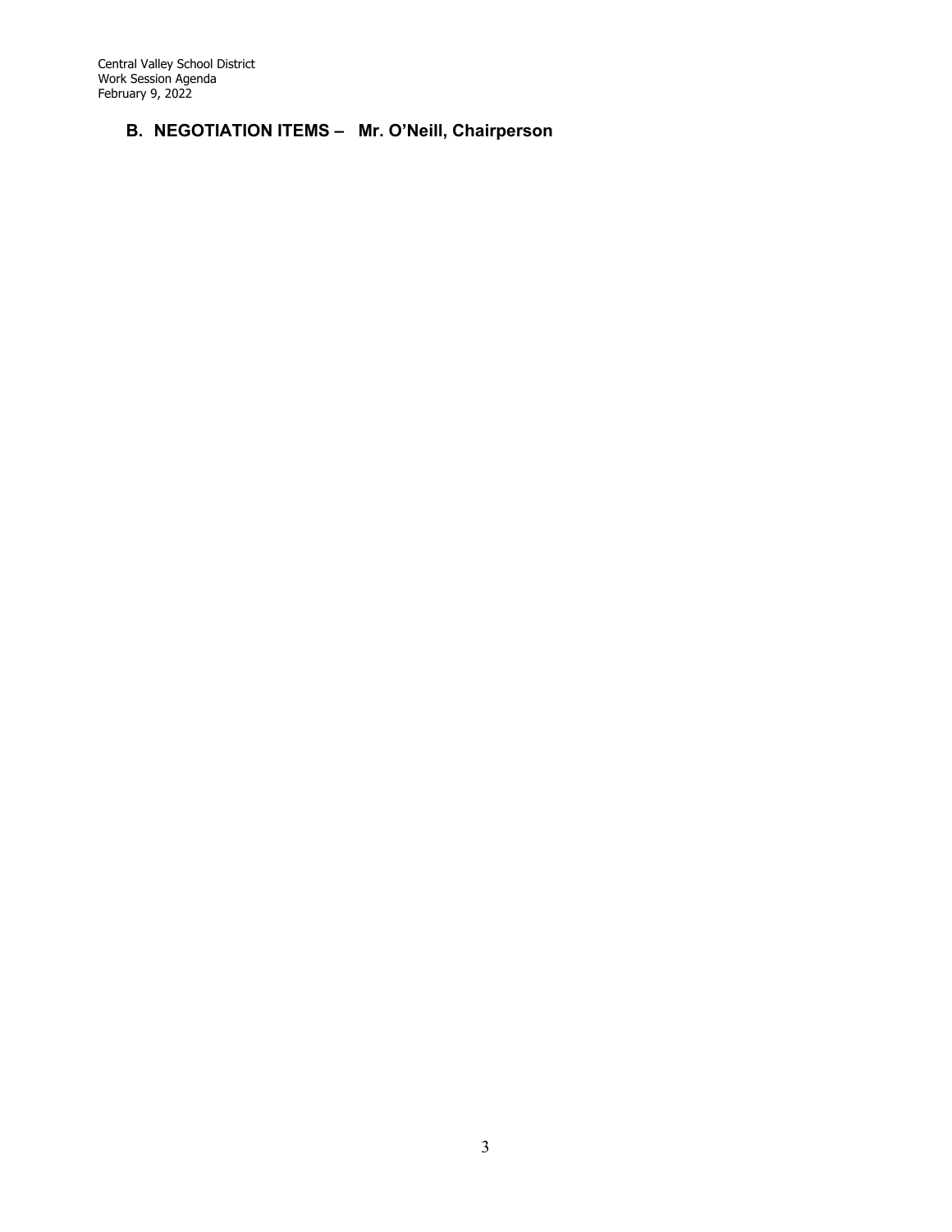## B. NEGOTIATION ITEMS – Mr. O'Neill, Chairperson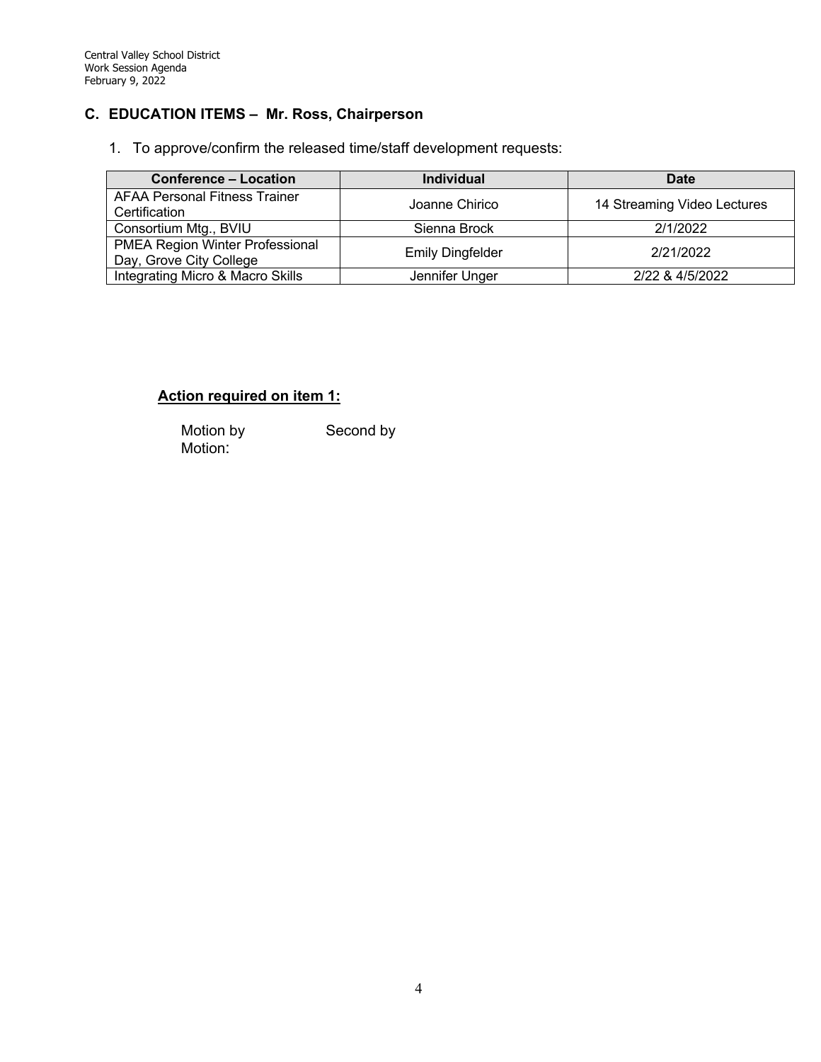## C. EDUCATION ITEMS – Mr. Ross, Chairperson

1. To approve/confirm the released time/staff development requests:

| Conference – Location | Individual | Date |
|---|---|---|
| AFAA Personal Fitness Trainer Certification | Joanne Chirico | 14 Streaming Video Lectures |
| Consortium Mtg., BVIU | Sienna Brock | 2/1/2022 |
| PMEA Region Winter Professional Day, Grove City College | Emily Dingfelder | 2/21/2022 |
| Integrating Micro & Macro Skills | Jennifer Unger | 2/22 & 4/5/2022 |

**Action required on item 1:**

Motion by　　　　Second by
Motion: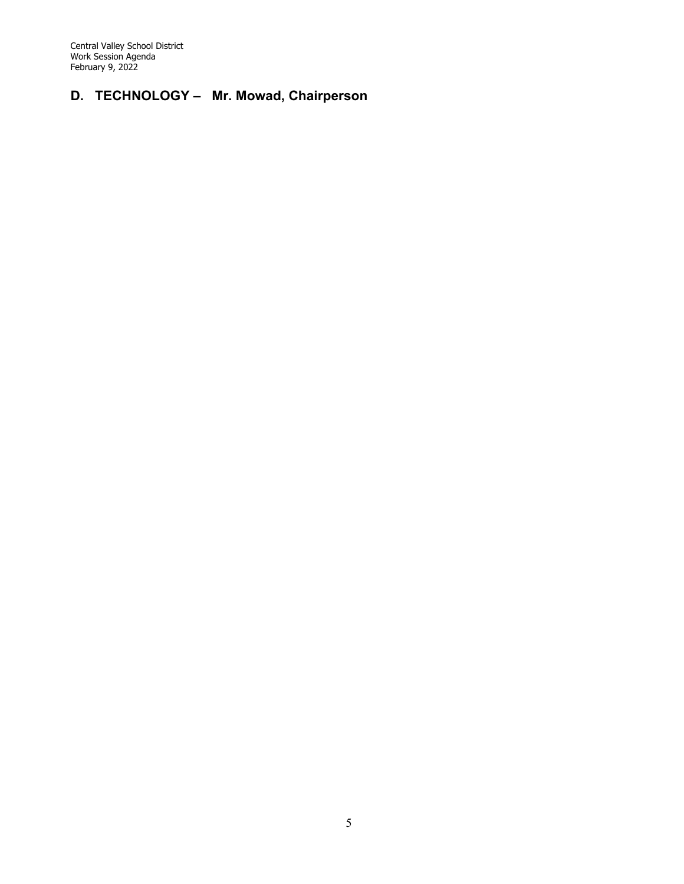## D. TECHNOLOGY – Mr. Mowad, Chairperson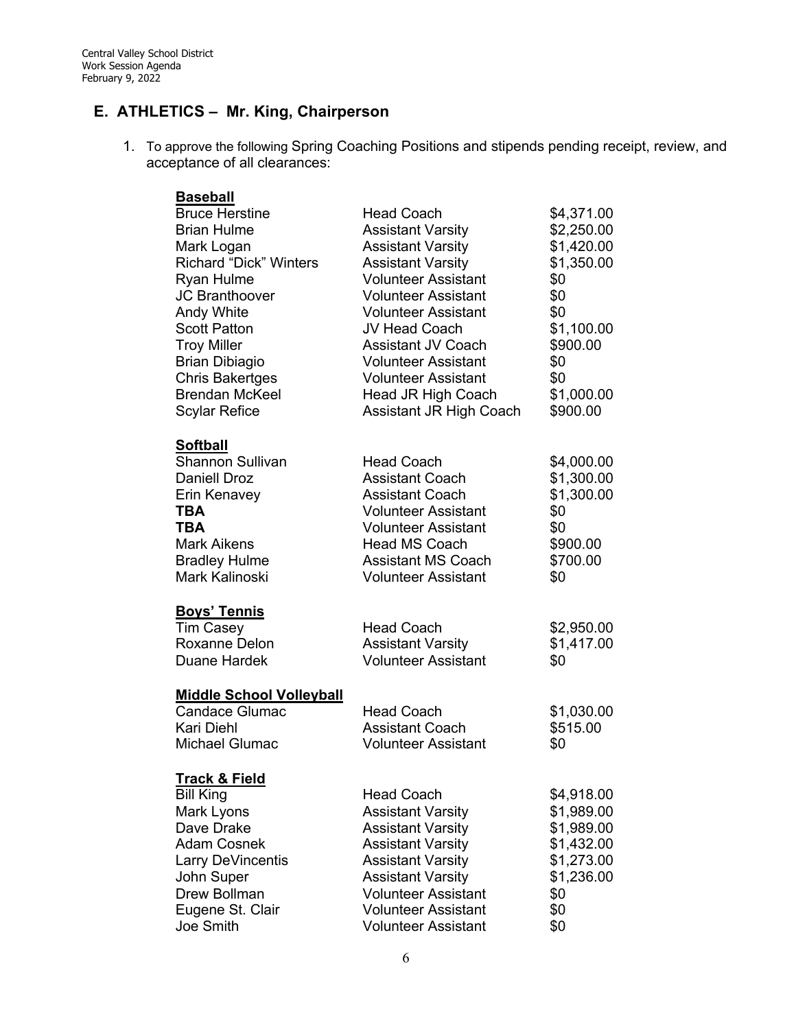## E. ATHLETICS – Mr. King, Chairperson

1. To approve the following Spring Coaching Positions and stipends pending receipt, review, and acceptance of all clearances:

**Baseball**

| | | |
|---|---|---|
| Bruce Herstine | Head Coach | $4,371.00 |
| Brian Hulme | Assistant Varsity | $2,250.00 |
| Mark Logan | Assistant Varsity | $1,420.00 |
| Richard "Dick" Winters | Assistant Varsity | $1,350.00 |
| Ryan Hulme | Volunteer Assistant | $0 |
| JC Branthoover | Volunteer Assistant | $0 |
| Andy White | Volunteer Assistant | $0 |
| Scott Patton | JV Head Coach | $1,100.00 |
| Troy Miller | Assistant JV Coach | $900.00 |
| Brian Dibiagio | Volunteer Assistant | $0 |
| Chris Bakertges | Volunteer Assistant | $0 |
| Brendan McKeel | Head JR High Coach | $1,000.00 |
| Scylar Refice | Assistant JR High Coach | $900.00 |

**Softball**

| | | |
|---|---|---|
| Shannon Sullivan | Head Coach | $4,000.00 |
| Daniell Droz | Assistant Coach | $1,300.00 |
| Erin Kenavey | Assistant Coach | $1,300.00 |
| **TBA** | Volunteer Assistant | $0 |
| **TBA** | Volunteer Assistant | $0 |
| Mark Aikens | Head MS Coach | $900.00 |
| Bradley Hulme | Assistant MS Coach | $700.00 |
| Mark Kalinoski | Volunteer Assistant | $0 |

**Boys' Tennis**

| | | |
|---|---|---|
| Tim Casey | Head Coach | $2,950.00 |
| Roxanne Delon | Assistant Varsity | $1,417.00 |
| Duane Hardek | Volunteer Assistant | $0 |

**Middle School Volleyball**

| | | |
|---|---|---|
| Candace Glumac | Head Coach | $1,030.00 |
| Kari Diehl | Assistant Coach | $515.00 |
| Michael Glumac | Volunteer Assistant | $0 |

**Track & Field**

| | | |
|---|---|---|
| Bill King | Head Coach | $4,918.00 |
| Mark Lyons | Assistant Varsity | $1,989.00 |
| Dave Drake | Assistant Varsity | $1,989.00 |
| Adam Cosnek | Assistant Varsity | $1,432.00 |
| Larry DeVincentis | Assistant Varsity | $1,273.00 |
| John Super | Assistant Varsity | $1,236.00 |
| Drew Bollman | Volunteer Assistant | $0 |
| Eugene St. Clair | Volunteer Assistant | $0 |
| Joe Smith | Volunteer Assistant | $0 |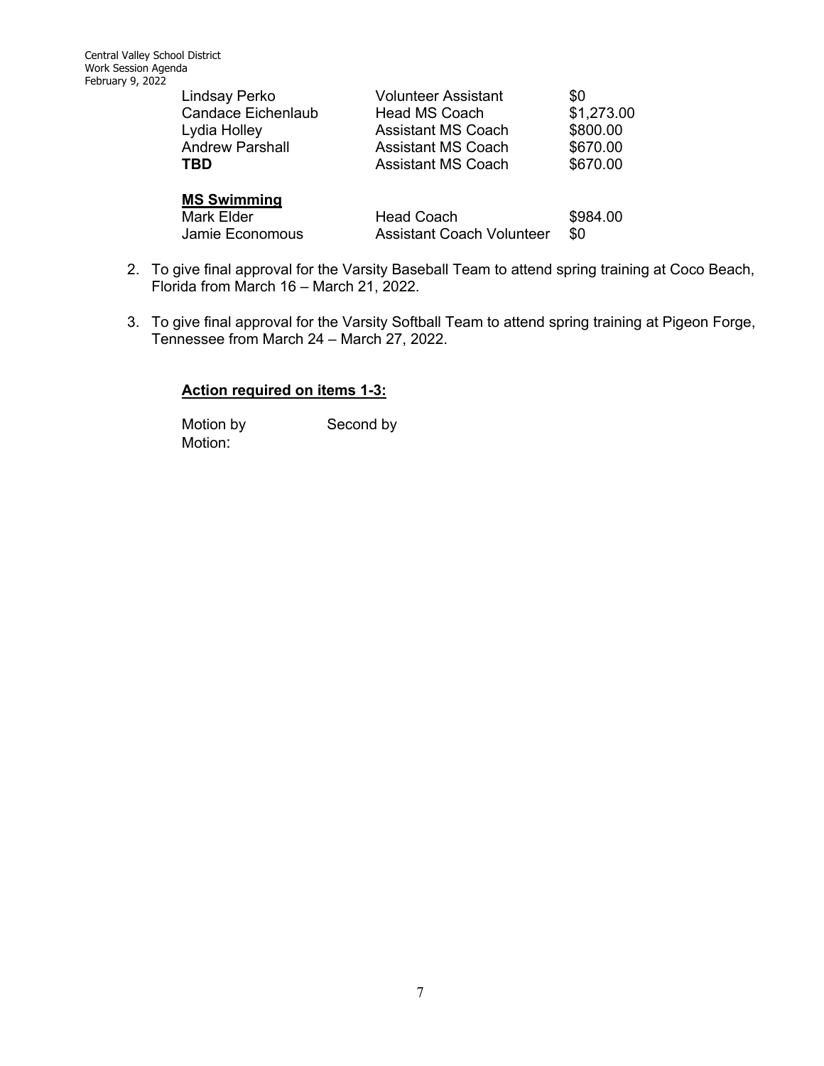| | | |
|---|---|---|
| Lindsay Perko | Volunteer Assistant | $0 |
| Candace Eichenlaub | Head MS Coach | $1,273.00 |
| Lydia Holley | Assistant MS Coach | $800.00 |
| Andrew Parshall | Assistant MS Coach | $670.00 |
| **TBD** | Assistant MS Coach | $670.00 |

**MS Swimming**

| | | |
|---|---|---|
| Mark Elder | Head Coach | $984.00 |
| Jamie Economous | Assistant Coach Volunteer | $0 |

2. To give final approval for the Varsity Baseball Team to attend spring training at Coco Beach, Florida from March 16 – March 21, 2022.

3. To give final approval for the Varsity Softball Team to attend spring training at Pigeon Forge, Tennessee from March 24 – March 27, 2022.

**Action required on items 1-3:**

Motion by Second by
Motion: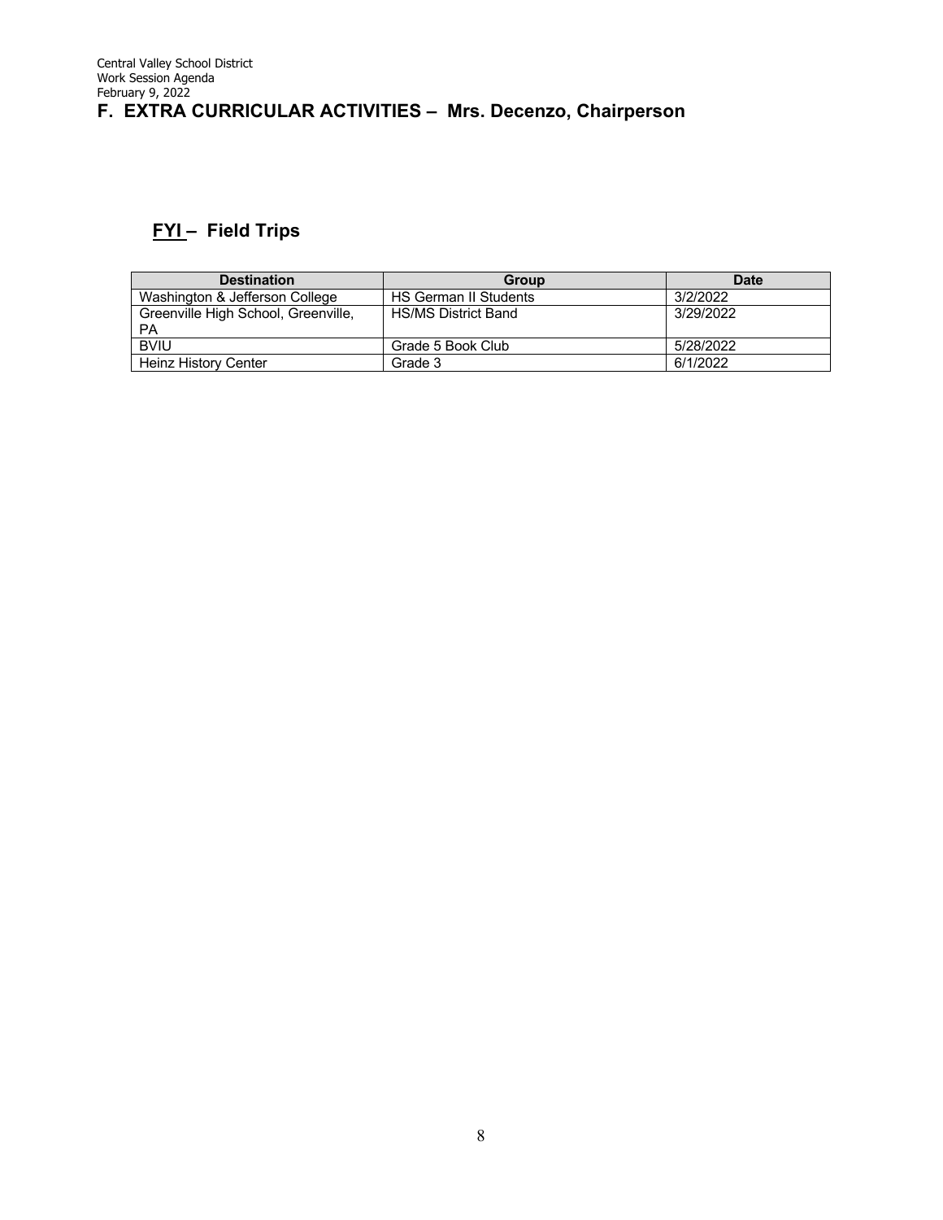Central Valley School District
Work Session Agenda
February 9, 2022

## F. EXTRA CURRICULAR ACTIVITIES – Mrs. Decenzo, Chairperson

### FYI – Field Trips

| Destination | Group | Date |
|---|---|---|
| Washington & Jefferson College | HS German II Students | 3/2/2022 |
| Greenville High School, Greenville, PA | HS/MS District Band | 3/29/2022 |
| BVIU | Grade 5 Book Club | 5/28/2022 |
| Heinz History Center | Grade 3 | 6/1/2022 |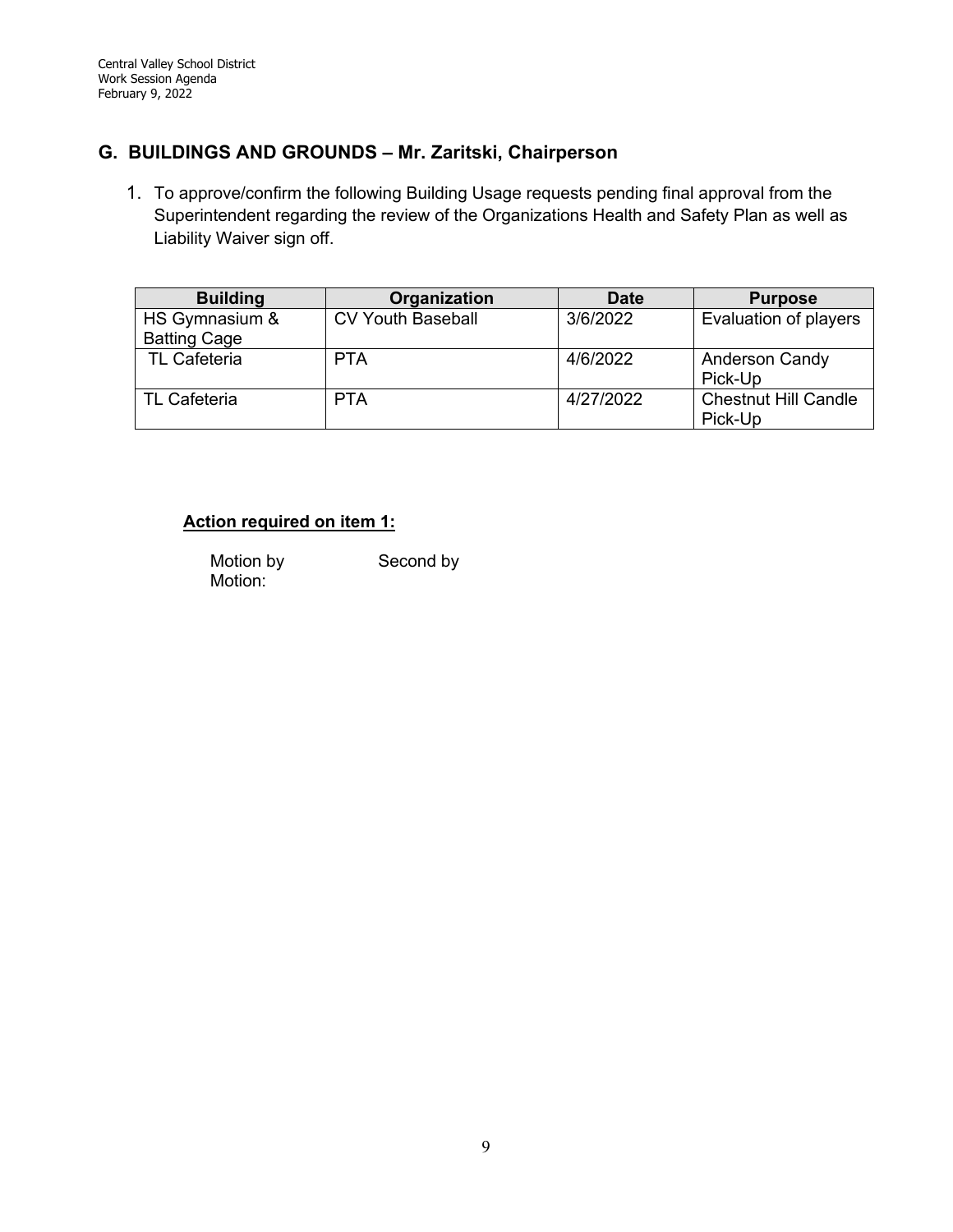## G. BUILDINGS AND GROUNDS – Mr. Zaritski, Chairperson

1. To approve/confirm the following Building Usage requests pending final approval from the Superintendent regarding the review of the Organizations Health and Safety Plan as well as Liability Waiver sign off.

| Building | Organization | Date | Purpose |
|---|---|---|---|
| HS Gymnasium & Batting Cage | CV Youth Baseball | 3/6/2022 | Evaluation of players |
| TL Cafeteria | PTA | 4/6/2022 | Anderson Candy Pick-Up |
| TL Cafeteria | PTA | 4/27/2022 | Chestnut Hill Candle Pick-Up |

**Action required on item 1:**

Motion by　　　　　Second by
Motion: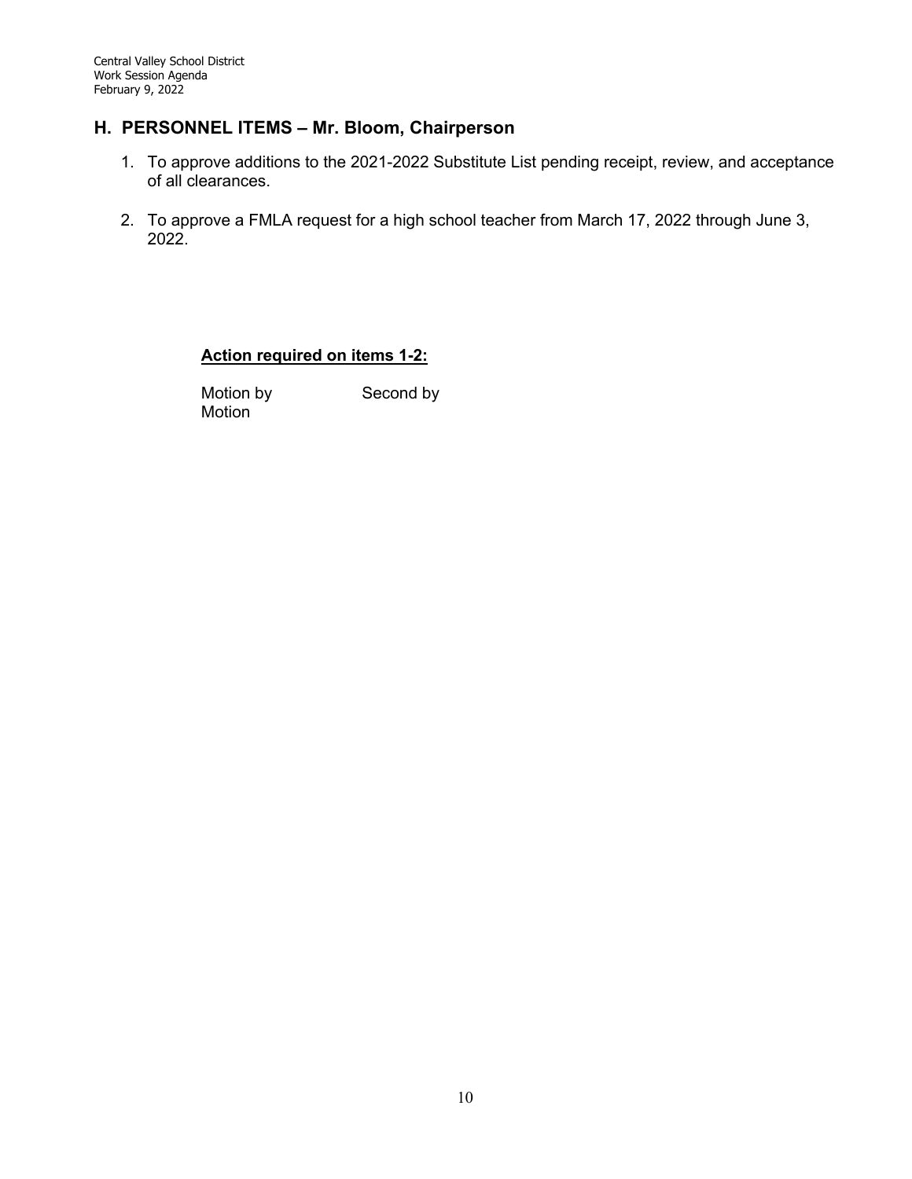## H. PERSONNEL ITEMS – Mr. Bloom, Chairperson

1. To approve additions to the 2021-2022 Substitute List pending receipt, review, and acceptance of all clearances.

2. To approve a FMLA request for a high school teacher from March 17, 2022 through June 3, 2022.

**Action required on items 1-2:**

Motion by Second by
Motion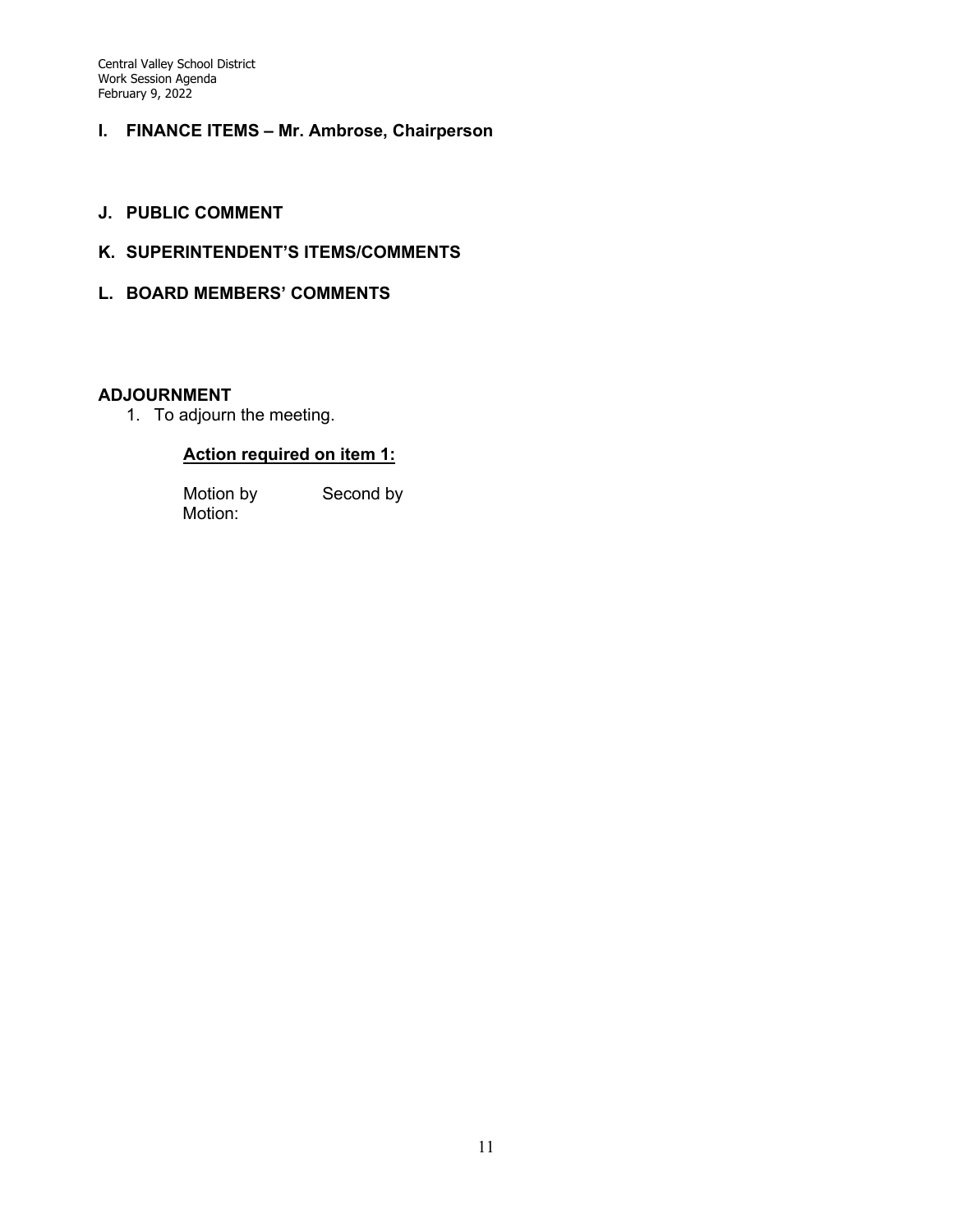## I. FINANCE ITEMS – Mr. Ambrose, Chairperson

## J. PUBLIC COMMENT

## K. SUPERINTENDENT'S ITEMS/COMMENTS

## L. BOARD MEMBERS' COMMENTS

## ADJOURNMENT

1. To adjourn the meeting.

**Action required on item 1:**

Motion by Second by

Motion: